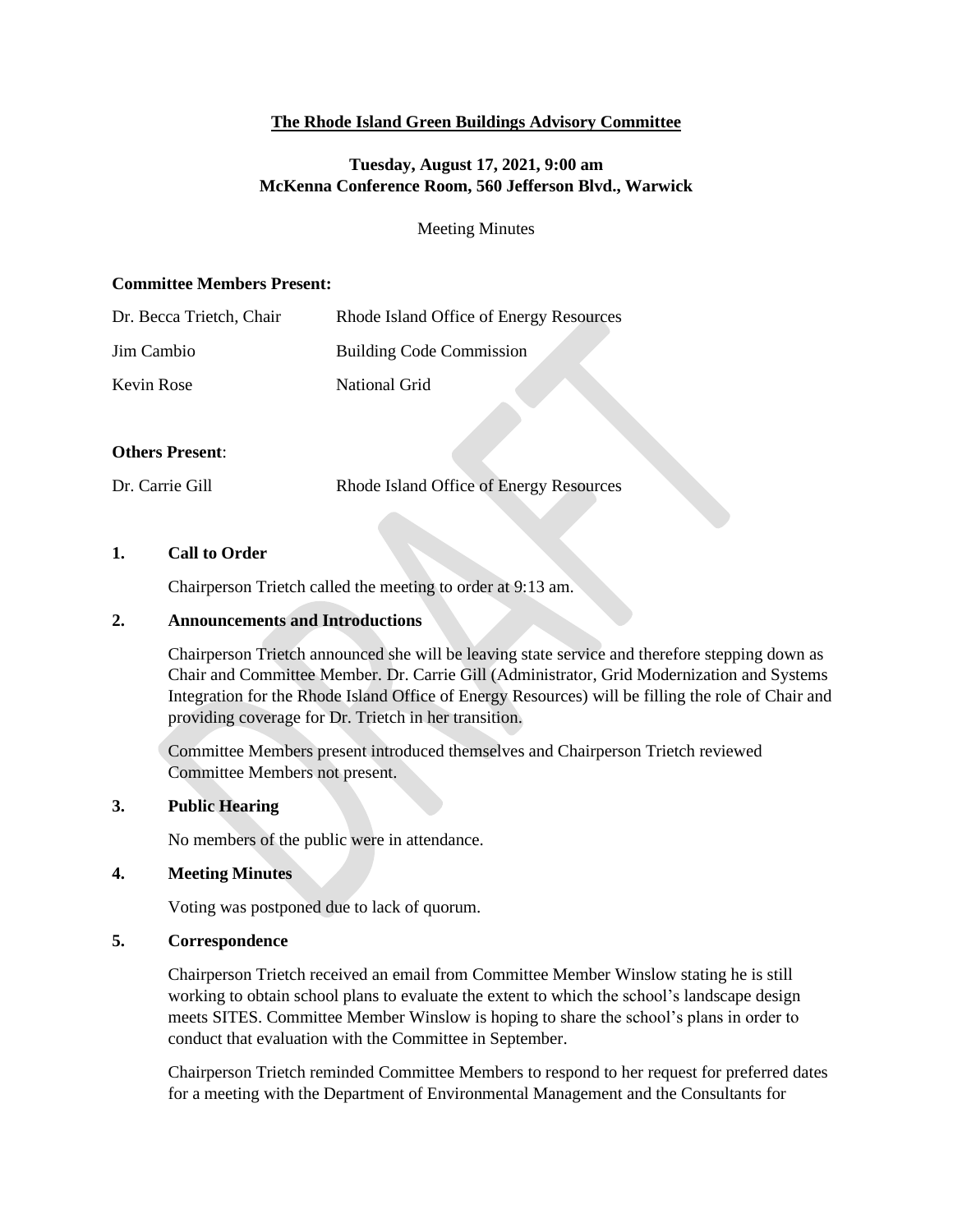**The Rhode Island Green Buildings Advisory Committee**

**Tuesday, August 17, 2021, 9:00 am**
**McKenna Conference Room, 560 Jefferson Blvd., Warwick**

Meeting Minutes

**Committee Members Present:**

| | |
|---|---|
| Dr. Becca Trietch, Chair | Rhode Island Office of Energy Resources |
| Jim Cambio | Building Code Commission |
| Kevin Rose | National Grid |

**Others Present**:

| | |
|---|---|
| Dr. Carrie Gill | Rhode Island Office of Energy Resources |

**1. Call to Order**

Chairperson Trietch called the meeting to order at 9:13 am.

**2. Announcements and Introductions**

Chairperson Trietch announced she will be leaving state service and therefore stepping down as Chair and Committee Member. Dr. Carrie Gill (Administrator, Grid Modernization and Systems Integration for the Rhode Island Office of Energy Resources) will be filling the role of Chair and providing coverage for Dr. Trietch in her transition.

Committee Members present introduced themselves and Chairperson Trietch reviewed Committee Members not present.

**3. Public Hearing**

No members of the public were in attendance.

**4. Meeting Minutes**

Voting was postponed due to lack of quorum.

**5. Correspondence**

Chairperson Trietch received an email from Committee Member Winslow stating he is still working to obtain school plans to evaluate the extent to which the school's landscape design meets SITES. Committee Member Winslow is hoping to share the school's plans in order to conduct that evaluation with the Committee in September.

Chairperson Trietch reminded Committee Members to respond to her request for preferred dates for a meeting with the Department of Environmental Management and the Consultants for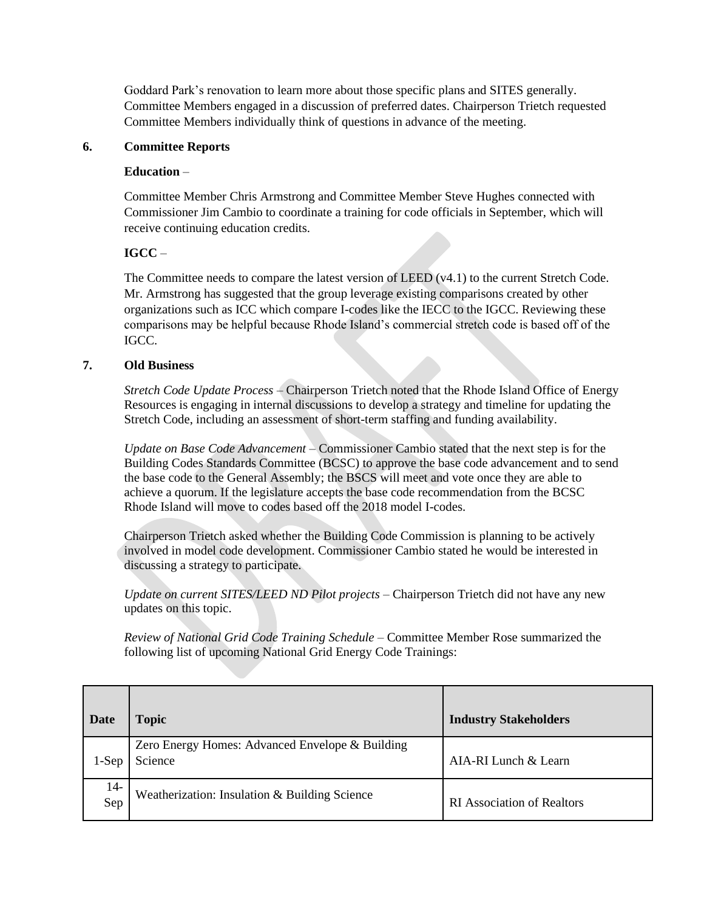Goddard Park's renovation to learn more about those specific plans and SITES generally. Committee Members engaged in a discussion of preferred dates. Chairperson Trietch requested Committee Members individually think of questions in advance of the meeting.

**6. Committee Reports**

**Education** –

Committee Member Chris Armstrong and Committee Member Steve Hughes connected with Commissioner Jim Cambio to coordinate a training for code officials in September, which will receive continuing education credits.

**IGCC** –

The Committee needs to compare the latest version of LEED (v4.1) to the current Stretch Code. Mr. Armstrong has suggested that the group leverage existing comparisons created by other organizations such as ICC which compare I-codes like the IECC to the IGCC. Reviewing these comparisons may be helpful because Rhode Island's commercial stretch code is based off of the IGCC.

**7. Old Business**

*Stretch Code Update Process* – Chairperson Trietch noted that the Rhode Island Office of Energy Resources is engaging in internal discussions to develop a strategy and timeline for updating the Stretch Code, including an assessment of short-term staffing and funding availability.

*Update on Base Code Advancement* – Commissioner Cambio stated that the next step is for the Building Codes Standards Committee (BCSC) to approve the base code advancement and to send the base code to the General Assembly; the BSCS will meet and vote once they are able to achieve a quorum. If the legislature accepts the base code recommendation from the BCSC Rhode Island will move to codes based off the 2018 model I-codes.

Chairperson Trietch asked whether the Building Code Commission is planning to be actively involved in model code development. Commissioner Cambio stated he would be interested in discussing a strategy to participate.

*Update on current SITES/LEED ND Pilot projects* – Chairperson Trietch did not have any new updates on this topic.

*Review of National Grid Code Training Schedule* – Committee Member Rose summarized the following list of upcoming National Grid Energy Code Trainings:

| Date | Topic | Industry Stakeholders |
|---|---|---|
| 1-Sep | Zero Energy Homes: Advanced Envelope & Building Science | AIA-RI Lunch & Learn |
| 14-Sep | Weatherization: Insulation & Building Science | RI Association of Realtors |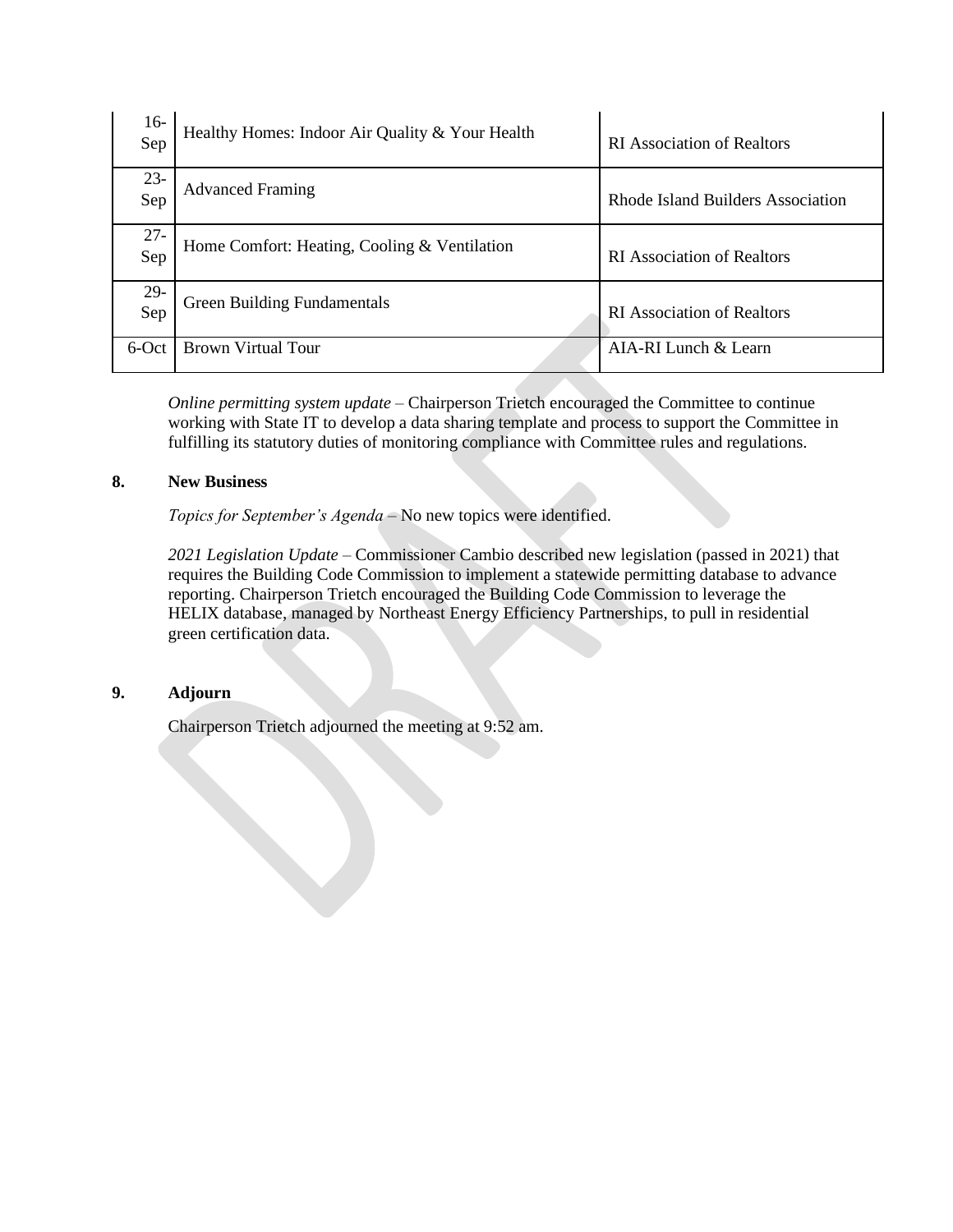| | | |
|---|---|---|
| 16-Sep | Healthy Homes: Indoor Air Quality & Your Health | RI Association of Realtors |
| 23-Sep | Advanced Framing | Rhode Island Builders Association |
| 27-Sep | Home Comfort: Heating, Cooling & Ventilation | RI Association of Realtors |
| 29-Sep | Green Building Fundamentals | RI Association of Realtors |
| 6-Oct | Brown Virtual Tour | AIA-RI Lunch & Learn |

*Online permitting system update* – Chairperson Trietch encouraged the Committee to continue working with State IT to develop a data sharing template and process to support the Committee in fulfilling its statutory duties of monitoring compliance with Committee rules and regulations.

**8. New Business**

*Topics for September's Agenda* – No new topics were identified.

*2021 Legislation Update* – Commissioner Cambio described new legislation (passed in 2021) that requires the Building Code Commission to implement a statewide permitting database to advance reporting. Chairperson Trietch encouraged the Building Code Commission to leverage the HELIX database, managed by Northeast Energy Efficiency Partnerships, to pull in residential green certification data.

**9. Adjourn**

Chairperson Trietch adjourned the meeting at 9:52 am.